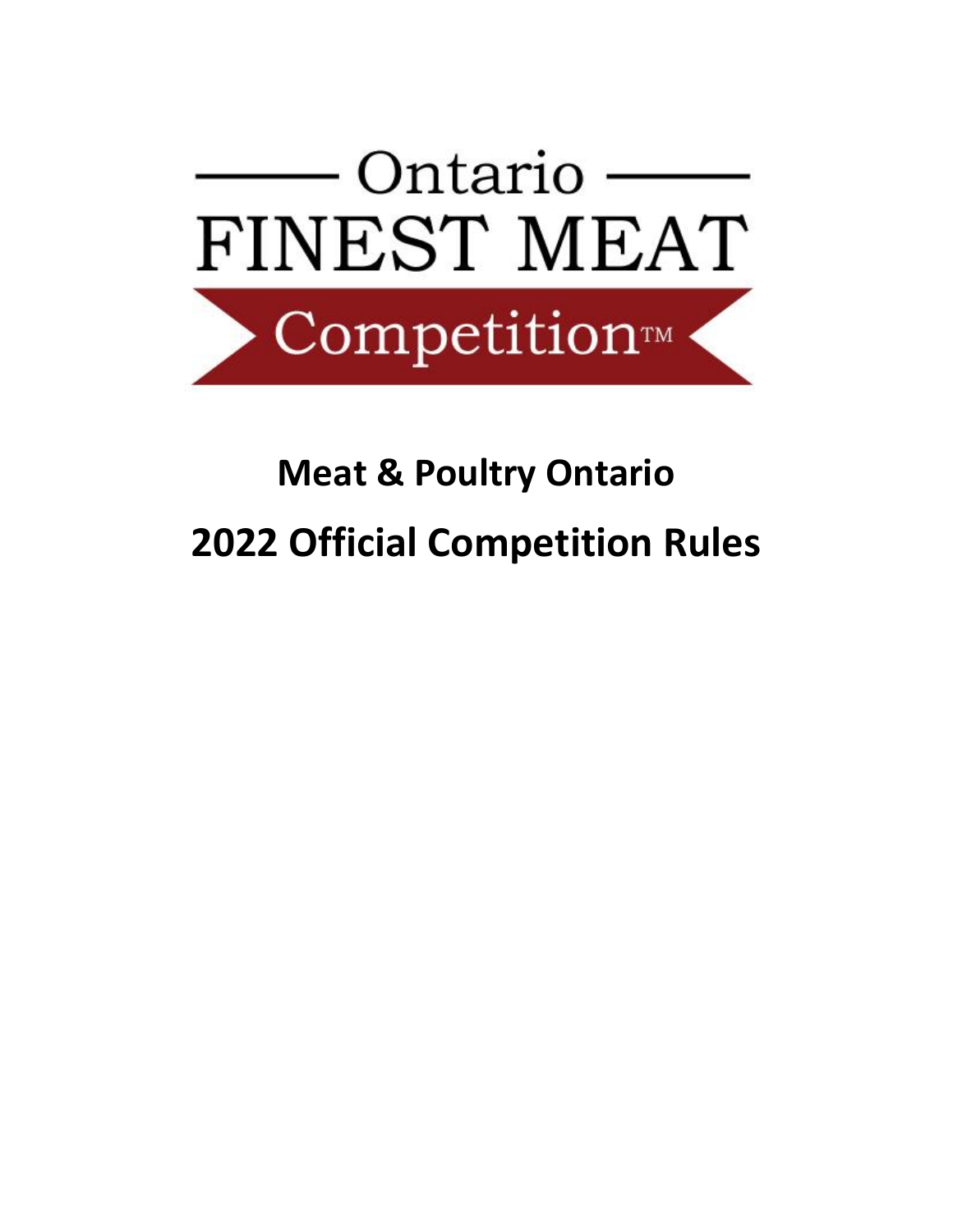Ontario

FINEST MEAT

Competition™

# Meat & Poultry Ontario

# 2022 Official Competition Rules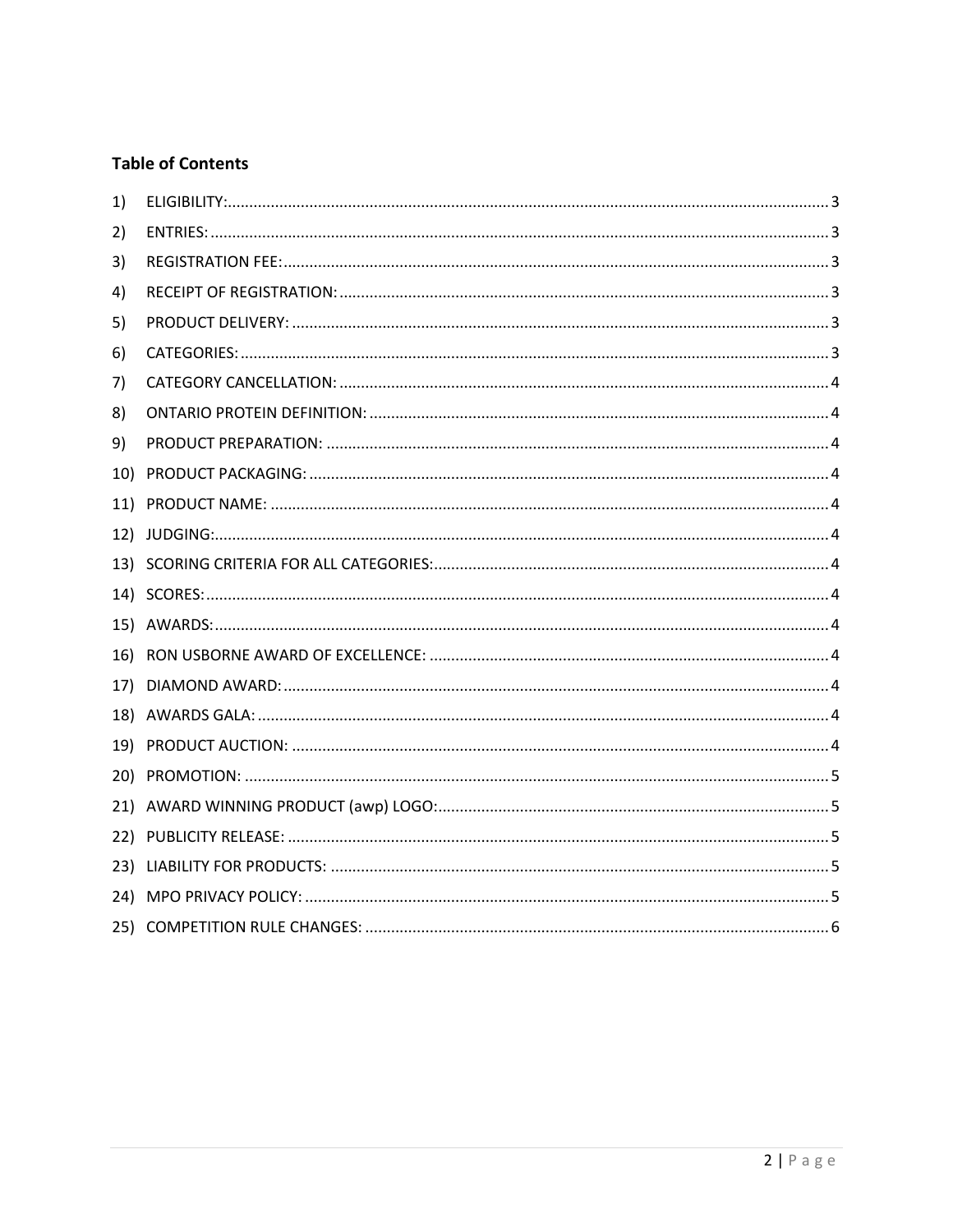**Table of Contents**

1) ELIGIBILITY: 3
2) ENTRIES: 3
3) REGISTRATION FEE: 3
4) RECEIPT OF REGISTRATION: 3
5) PRODUCT DELIVERY: 3
6) CATEGORIES: 3
7) CATEGORY CANCELLATION: 4
8) ONTARIO PROTEIN DEFINITION: 4
9) PRODUCT PREPARATION: 4
10) PRODUCT PACKAGING: 4
11) PRODUCT NAME: 4
12) JUDGING: 4
13) SCORING CRITERIA FOR ALL CATEGORIES: 4
14) SCORES: 4
15) AWARDS: 4
16) RON USBORNE AWARD OF EXCELLENCE: 4
17) DIAMOND AWARD: 4
18) AWARDS GALA: 4
19) PRODUCT AUCTION: 4
20) PROMOTION: 5
21) AWARD WINNING PRODUCT (awp) LOGO: 5
22) PUBLICITY RELEASE: 5
23) LIABILITY FOR PRODUCTS: 5
24) MPO PRIVACY POLICY: 5
25) COMPETITION RULE CHANGES: 6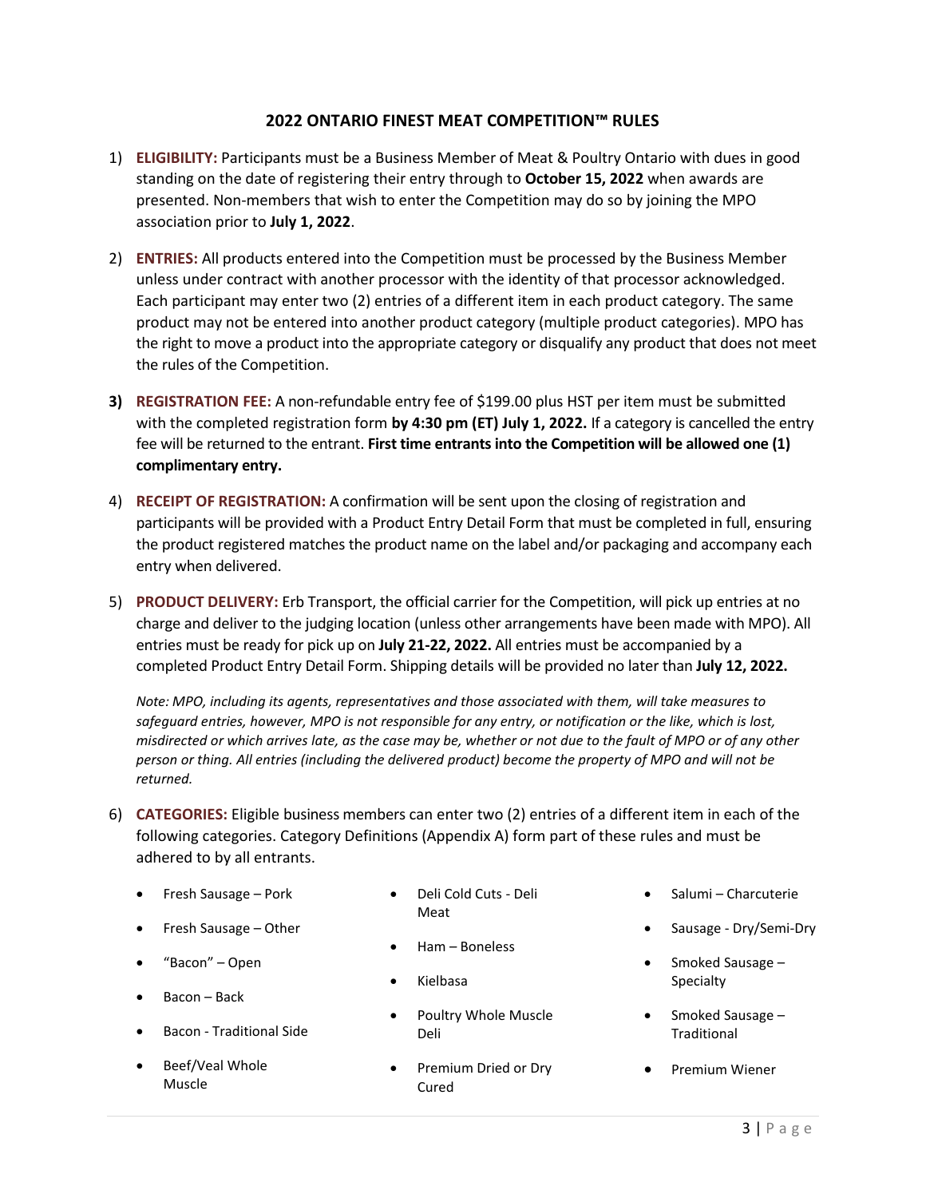## 2022 ONTARIO FINEST MEAT COMPETITION™ RULES

1) **ELIGIBILITY:** Participants must be a Business Member of Meat & Poultry Ontario with dues in good standing on the date of registering their entry through to **October 15, 2022** when awards are presented. Non-members that wish to enter the Competition may do so by joining the MPO association prior to **July 1, 2022**.

2) **ENTRIES:** All products entered into the Competition must be processed by the Business Member unless under contract with another processor with the identity of that processor acknowledged. Each participant may enter two (2) entries of a different item in each product category. The same product may not be entered into another product category (multiple product categories). MPO has the right to move a product into the appropriate category or disqualify any product that does not meet the rules of the Competition.

3) **REGISTRATION FEE:** A non-refundable entry fee of $199.00 plus HST per item must be submitted with the completed registration form **by 4:30 pm (ET) July 1, 2022.** If a category is cancelled the entry fee will be returned to the entrant. **First time entrants into the Competition will be allowed one (1) complimentary entry.**

4) **RECEIPT OF REGISTRATION:** A confirmation will be sent upon the closing of registration and participants will be provided with a Product Entry Detail Form that must be completed in full, ensuring the product registered matches the product name on the label and/or packaging and accompany each entry when delivered.

5) **PRODUCT DELIVERY:** Erb Transport, the official carrier for the Competition, will pick up entries at no charge and deliver to the judging location (unless other arrangements have been made with MPO). All entries must be ready for pick up on **July 21-22, 2022.** All entries must be accompanied by a completed Product Entry Detail Form. Shipping details will be provided no later than **July 12, 2022.**

   *Note: MPO, including its agents, representatives and those associated with them, will take measures to safeguard entries, however, MPO is not responsible for any entry, or notification or the like, which is lost, misdirected or which arrives late, as the case may be, whether or not due to the fault of MPO or of any other person or thing. All entries (including the delivered product) become the property of MPO and will not be returned.*

6) **CATEGORIES:** Eligible business members can enter two (2) entries of a different item in each of the following categories. Category Definitions (Appendix A) form part of these rules and must be adhered to by all entrants.

   - Fresh Sausage – Pork
   - Fresh Sausage – Other
   - "Bacon" – Open
   - Bacon – Back
   - Bacon - Traditional Side
   - Beef/Veal Whole Muscle
   - Deli Cold Cuts - Deli Meat
   - Ham – Boneless
   - Kielbasa
   - Poultry Whole Muscle Deli
   - Premium Dried or Dry Cured
   - Salumi – Charcuterie
   - Sausage - Dry/Semi-Dry
   - Smoked Sausage – Specialty
   - Smoked Sausage – Traditional
   - Premium Wiener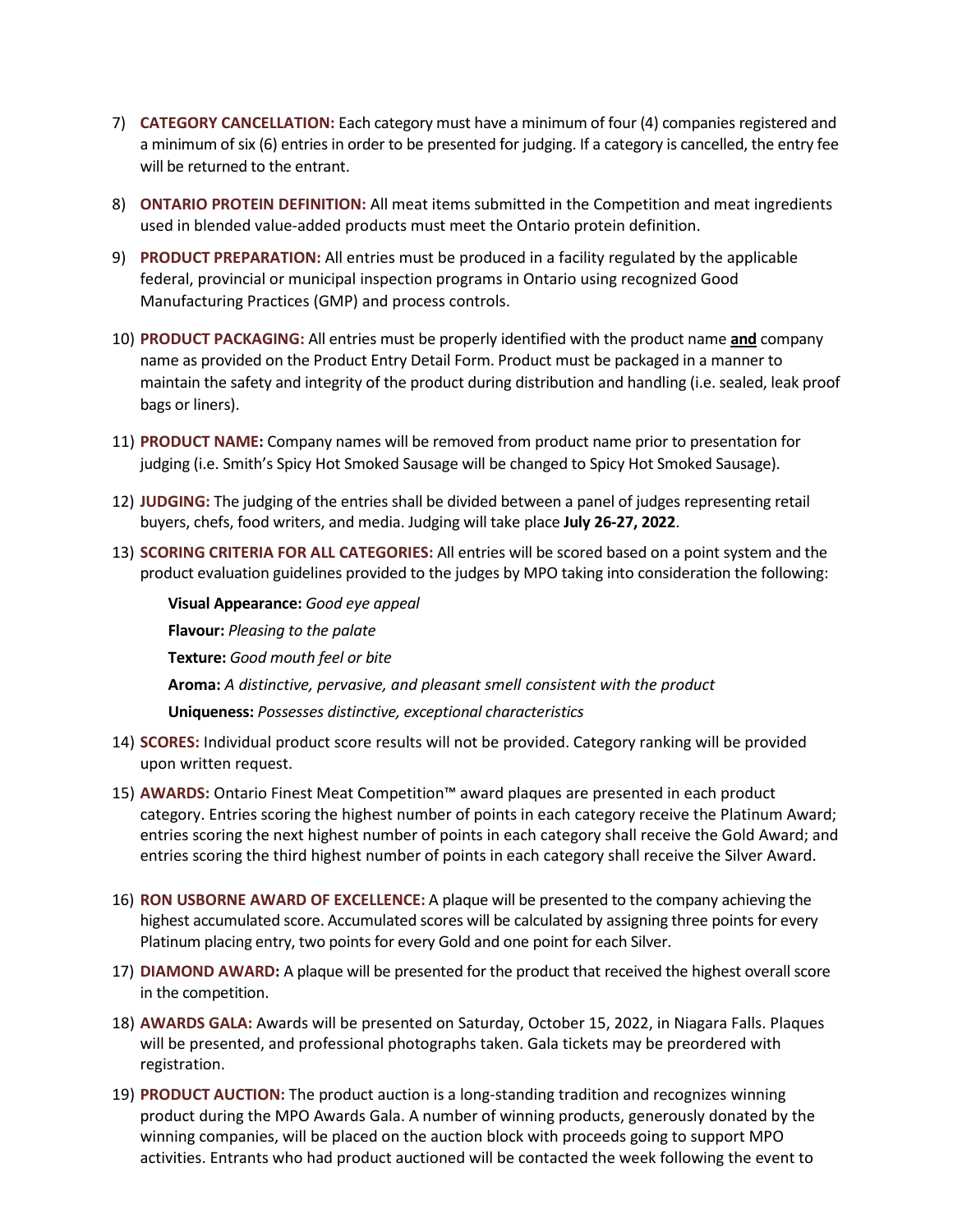7) **CATEGORY CANCELLATION:** Each category must have a minimum of four (4) companies registered and a minimum of six (6) entries in order to be presented for judging. If a category is cancelled, the entry fee will be returned to the entrant.

8) **ONTARIO PROTEIN DEFINITION:** All meat items submitted in the Competition and meat ingredients used in blended value-added products must meet the Ontario protein definition.

9) **PRODUCT PREPARATION:** All entries must be produced in a facility regulated by the applicable federal, provincial or municipal inspection programs in Ontario using recognized Good Manufacturing Practices (GMP) and process controls.

10) **PRODUCT PACKAGING:** All entries must be properly identified with the product name **and** company name as provided on the Product Entry Detail Form. Product must be packaged in a manner to maintain the safety and integrity of the product during distribution and handling (i.e. sealed, leak proof bags or liners).

11) **PRODUCT NAME:** Company names will be removed from product name prior to presentation for judging (i.e. Smith's Spicy Hot Smoked Sausage will be changed to Spicy Hot Smoked Sausage).

12) **JUDGING:** The judging of the entries shall be divided between a panel of judges representing retail buyers, chefs, food writers, and media. Judging will take place **July 26-27, 2022**.

13) **SCORING CRITERIA FOR ALL CATEGORIES:** All entries will be scored based on a point system and the product evaluation guidelines provided to the judges by MPO taking into consideration the following:

    **Visual Appearance:** *Good eye appeal*

    **Flavour:** *Pleasing to the palate*

    **Texture:** *Good mouth feel or bite*

    **Aroma:** *A distinctive, pervasive, and pleasant smell consistent with the product*

    **Uniqueness:** *Possesses distinctive, exceptional characteristics*

14) **SCORES:** Individual product score results will not be provided. Category ranking will be provided upon written request.

15) **AWARDS:** Ontario Finest Meat Competition™ award plaques are presented in each product category. Entries scoring the highest number of points in each category receive the Platinum Award; entries scoring the next highest number of points in each category shall receive the Gold Award; and entries scoring the third highest number of points in each category shall receive the Silver Award.

16) **RON USBORNE AWARD OF EXCELLENCE:** A plaque will be presented to the company achieving the highest accumulated score. Accumulated scores will be calculated by assigning three points for every Platinum placing entry, two points for every Gold and one point for each Silver.

17) **DIAMOND AWARD:** A plaque will be presented for the product that received the highest overall score in the competition.

18) **AWARDS GALA:** Awards will be presented on Saturday, October 15, 2022, in Niagara Falls. Plaques will be presented, and professional photographs taken. Gala tickets may be preordered with registration.

19) **PRODUCT AUCTION:** The product auction is a long-standing tradition and recognizes winning product during the MPO Awards Gala. A number of winning products, generously donated by the winning companies, will be placed on the auction block with proceeds going to support MPO activities. Entrants who had product auctioned will be contacted the week following the event to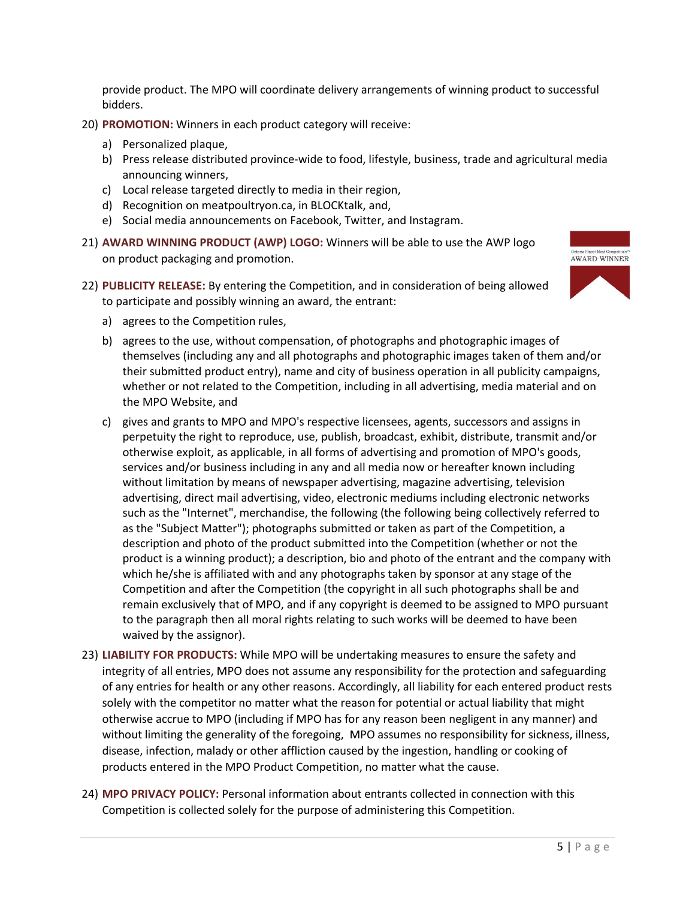provide product. The MPO will coordinate delivery arrangements of winning product to successful bidders.

20) **PROMOTION:** Winners in each product category will receive:
    a) Personalized plaque,
    b) Press release distributed province-wide to food, lifestyle, business, trade and agricultural media announcing winners,
    c) Local release targeted directly to media in their region,
    d) Recognition on meatpoultryon.ca, in BLOCKtalk, and,
    e) Social media announcements on Facebook, Twitter, and Instagram.

21) **AWARD WINNING PRODUCT (AWP) LOGO:** Winners will be able to use the AWP logo on product packaging and promotion.

22) **PUBLICITY RELEASE:** By entering the Competition, and in consideration of being allowed to participate and possibly winning an award, the entrant:
    a) agrees to the Competition rules,
    b) agrees to the use, without compensation, of photographs and photographic images of themselves (including any and all photographs and photographic images taken of them and/or their submitted product entry), name and city of business operation in all publicity campaigns, whether or not related to the Competition, including in all advertising, media material and on the MPO Website, and
    c) gives and grants to MPO and MPO's respective licensees, agents, successors and assigns in perpetuity the right to reproduce, use, publish, broadcast, exhibit, distribute, transmit and/or otherwise exploit, as applicable, in all forms of advertising and promotion of MPO's goods, services and/or business including in any and all media now or hereafter known including without limitation by means of newspaper advertising, magazine advertising, television advertising, direct mail advertising, video, electronic mediums including electronic networks such as the "Internet", merchandise, the following (the following being collectively referred to as the "Subject Matter"); photographs submitted or taken as part of the Competition, a description and photo of the product submitted into the Competition (whether or not the product is a winning product); a description, bio and photo of the entrant and the company with which he/she is affiliated with and any photographs taken by sponsor at any stage of the Competition and after the Competition (the copyright in all such photographs shall be and remain exclusively that of MPO, and if any copyright is deemed to be assigned to MPO pursuant to the paragraph then all moral rights relating to such works will be deemed to have been waived by the assignor).

23) **LIABILITY FOR PRODUCTS:** While MPO will be undertaking measures to ensure the safety and integrity of all entries, MPO does not assume any responsibility for the protection and safeguarding of any entries for health or any other reasons. Accordingly, all liability for each entered product rests solely with the competitor no matter what the reason for potential or actual liability that might otherwise accrue to MPO (including if MPO has for any reason been negligent in any manner) and without limiting the generality of the foregoing, MPO assumes no responsibility for sickness, illness, disease, infection, malady or other affliction caused by the ingestion, handling or cooking of products entered in the MPO Product Competition, no matter what the cause.

24) **MPO PRIVACY POLICY:** Personal information about entrants collected in connection with this Competition is collected solely for the purpose of administering this Competition.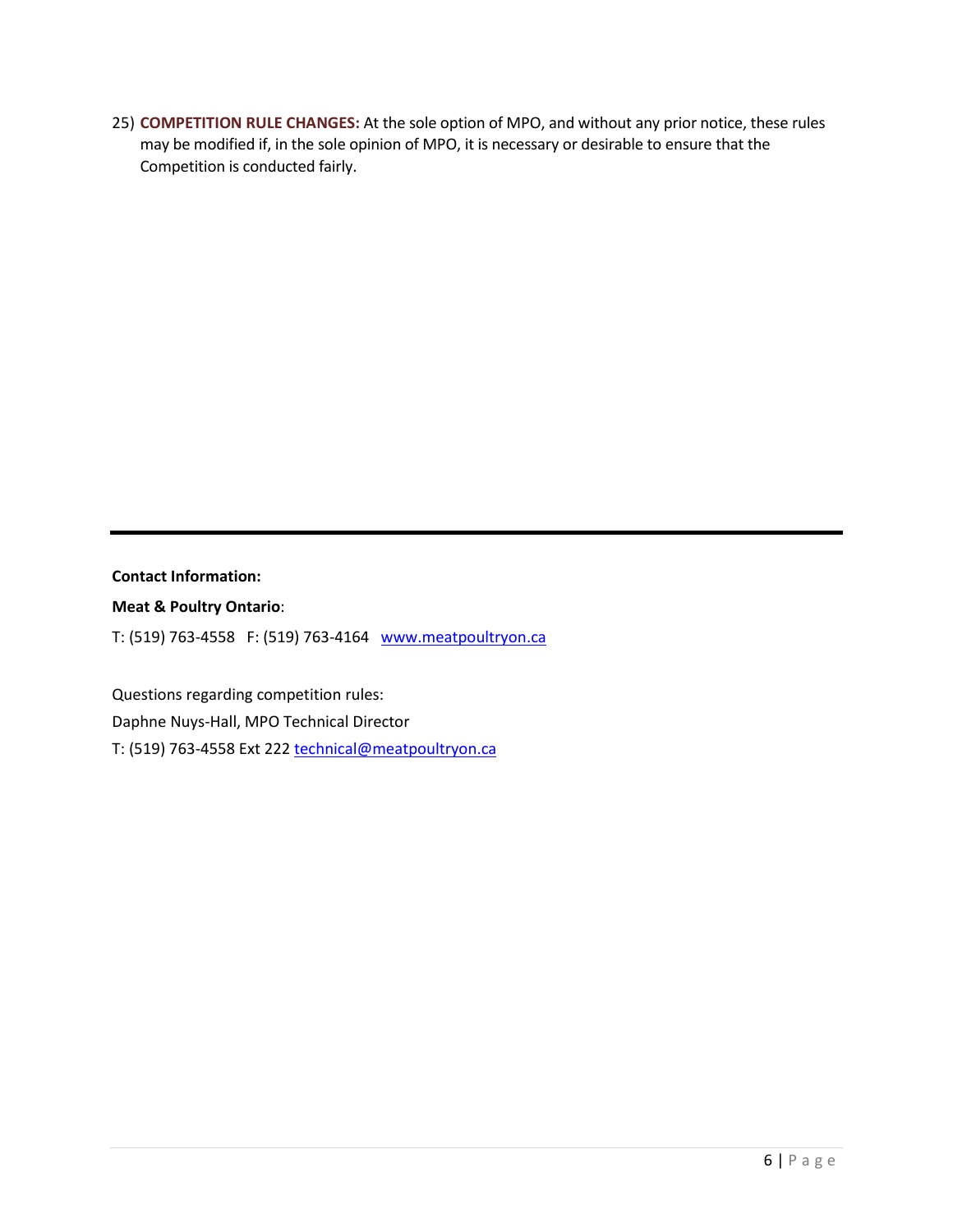25) **COMPETITION RULE CHANGES:** At the sole option of MPO, and without any prior notice, these rules may be modified if, in the sole opinion of MPO, it is necessary or desirable to ensure that the Competition is conducted fairly.

---

**Contact Information:**

**Meat & Poultry Ontario**:

T: (519) 763-4558   F: (519) 763-4164   www.meatpoultryon.ca

Questions regarding competition rules:

Daphne Nuys-Hall, MPO Technical Director

T: (519) 763-4558 Ext 222 technical@meatpoultryon.ca